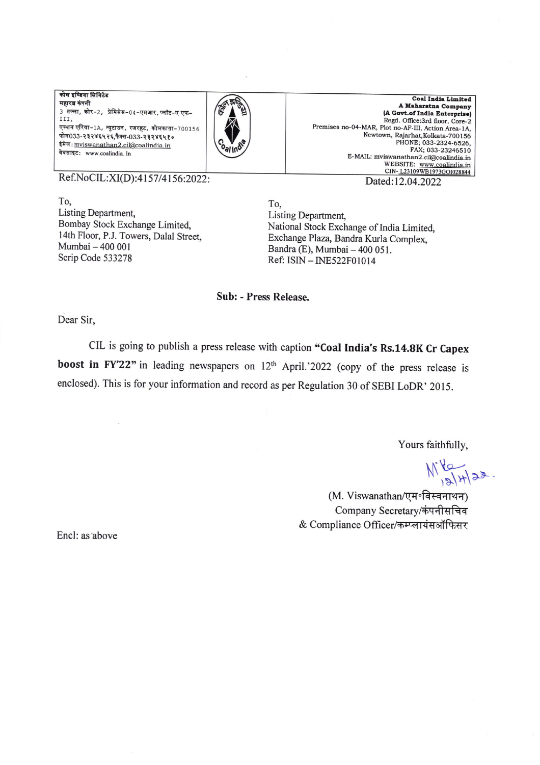| कोल इण्डिया लिमिटेड<br>महारत्न कंपनी<br>3 तल्ला, कोर-2, प्रेमिसेस-04-एमआर, प्लॉट-ए एफ-III,<br>एक्शन एरिया-1A, न्यूटाउन, रजरहट, कोलकाता-700156<br>फोन033-२३२४६५२६,फैक्स-033-२३२४६५१०<br>ईमेल: mviswanathan2.cil@coalindia.in<br>वेबसाइट: www.coalindia.in | | **Coal India Limited**<br>**A Maharatna Company**<br>**(A Govt.of India Enterprise)**<br>Regd. Office:3rd floor, Core-2<br>Premises no-04-MAR, Plot no-AF-III, Action Area-1A,<br>Newtown, Rajarhat,Kolkata-700156<br>PHONE; 033-2324-6526,<br>FAX; 033-23246510<br>E-MAIL: mviswanathan2.cil@coalindia.in<br>WEBSITE: www.coalindia.in<br>CIN- L23109WB1973GOI028844 |
|---|---|---|

Ref.NoCIL:XI(D):4157/4156:2022:

Dated:12.04.2022

To,
Listing Department,
Bombay Stock Exchange Limited,
14th Floor, P.J. Towers, Dalal Street,
Mumbai – 400 001
Scrip Code 533278

To,
Listing Department,
National Stock Exchange of India Limited,
Exchange Plaza, Bandra Kurla Complex,
Bandra (E), Mumbai – 400 051.
Ref: ISIN – INE522F01014

**Sub: - Press Release.**

Dear Sir,

CIL is going to publish a press release with caption **"Coal India's Rs.14.8K Cr Capex boost in FY'22"** in leading newspapers on 12th April.'2022 (copy of the press release is enclosed). This is for your information and record as per Regulation 30 of SEBI LoDR' 2015.

Yours faithfully,

12/4/22.

(M. Viswanathan/एम॰विस्वनाथन)
Company Secretary/कंपनीसचिव
& Compliance Officer/कम्प्लायंसऑफिसर

Encl: as above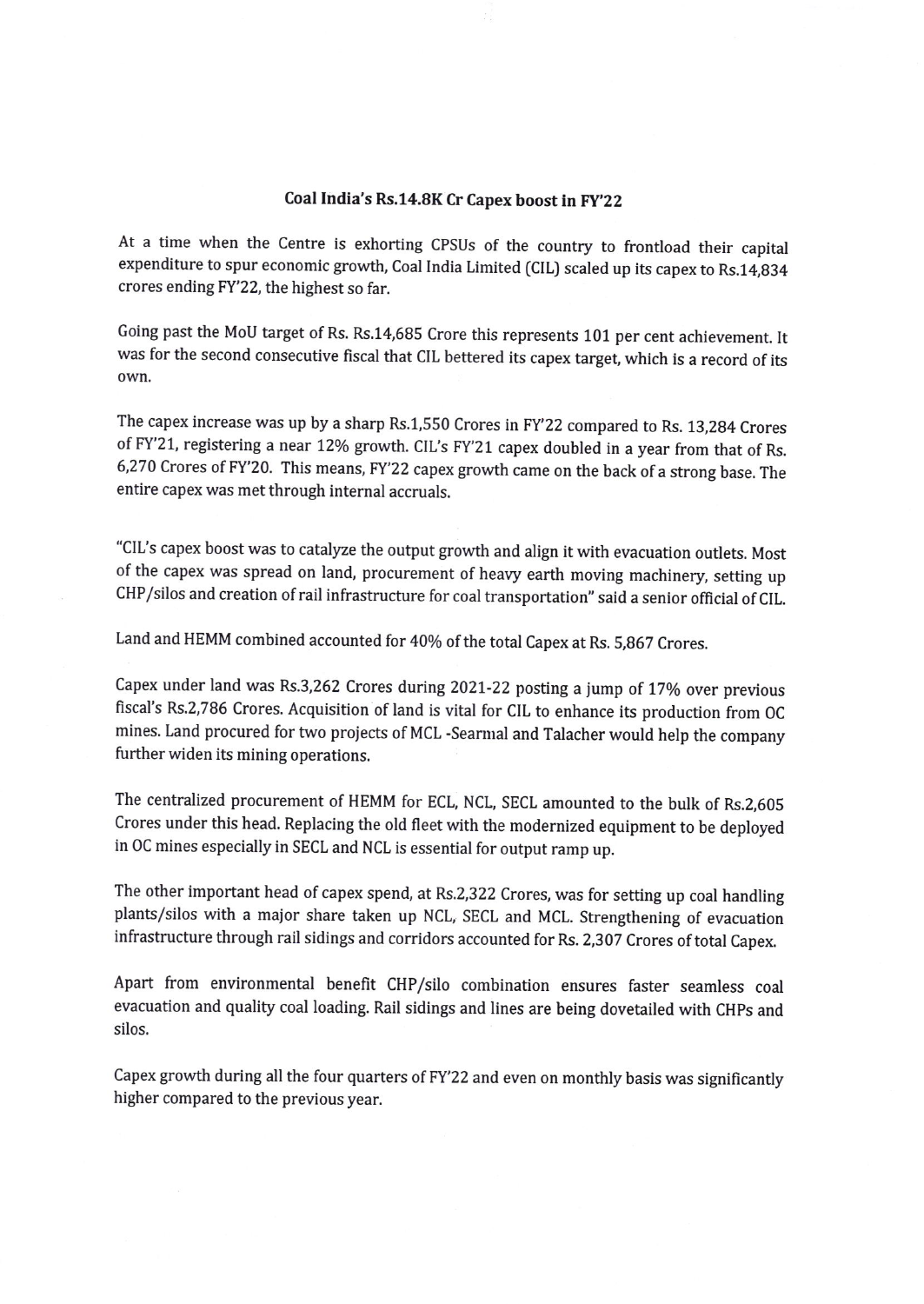**Coal India's Rs.14.8K Cr Capex boost in FY'22**

At a time when the Centre is exhorting CPSUs of the country to frontload their capital expenditure to spur economic growth, Coal India Limited (CIL) scaled up its capex to Rs.14,834 crores ending FY'22, the highest so far.

Going past the MoU target of Rs. Rs.14,685 Crore this represents 101 per cent achievement. It was for the second consecutive fiscal that CIL bettered its capex target, which is a record of its own.

The capex increase was up by a sharp Rs.1,550 Crores in FY'22 compared to Rs. 13,284 Crores of FY'21, registering a near 12% growth. CIL's FY'21 capex doubled in a year from that of Rs. 6,270 Crores of FY'20. This means, FY'22 capex growth came on the back of a strong base. The entire capex was met through internal accruals.

"CIL's capex boost was to catalyze the output growth and align it with evacuation outlets. Most of the capex was spread on land, procurement of heavy earth moving machinery, setting up CHP/silos and creation of rail infrastructure for coal transportation" said a senior official of CIL.

Land and HEMM combined accounted for 40% of the total Capex at Rs. 5,867 Crores.

Capex under land was Rs.3,262 Crores during 2021-22 posting a jump of 17% over previous fiscal's Rs.2,786 Crores. Acquisition of land is vital for CIL to enhance its production from OC mines. Land procured for two projects of MCL -Searmal and Talacher would help the company further widen its mining operations.

The centralized procurement of HEMM for ECL, NCL, SECL amounted to the bulk of Rs.2,605 Crores under this head. Replacing the old fleet with the modernized equipment to be deployed in OC mines especially in SECL and NCL is essential for output ramp up.

The other important head of capex spend, at Rs.2,322 Crores, was for setting up coal handling plants/silos with a major share taken up NCL, SECL and MCL. Strengthening of evacuation infrastructure through rail sidings and corridors accounted for Rs. 2,307 Crores of total Capex.

Apart from environmental benefit CHP/silo combination ensures faster seamless coal evacuation and quality coal loading. Rail sidings and lines are being dovetailed with CHPs and silos.

Capex growth during all the four quarters of FY'22 and even on monthly basis was significantly higher compared to the previous year.